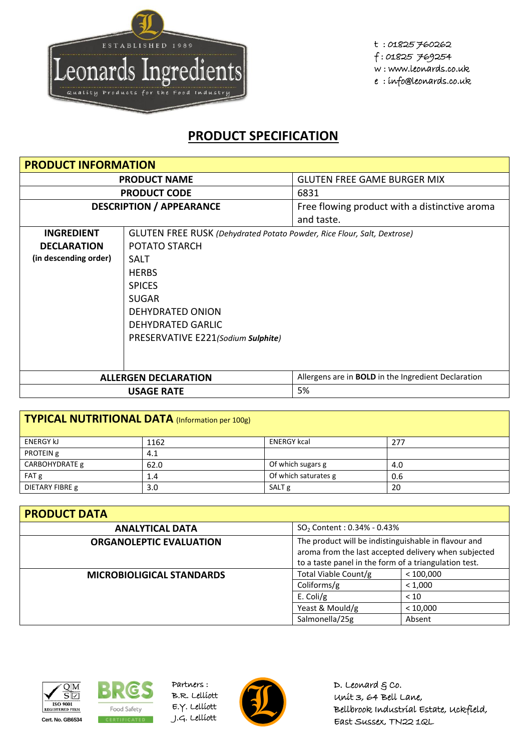Leonards Ingredients
ESTABLISHED 1989
Quality Products for the Food Industry

t : 01825 760262
f : 01825 769254
w : www.leonards.co.uk
e : info@leonards.co.uk

# PRODUCT SPECIFICATION

| PRODUCT INFORMATION | |
|---|---|
| **PRODUCT NAME** | GLUTEN FREE GAME BURGER MIX |
| **PRODUCT CODE** | 6831 |
| **DESCRIPTION / APPEARANCE** | Free flowing product with a distinctive aroma and taste. |
| **INGREDIENT DECLARATION (in descending order)** | GLUTEN FREE RUSK *(Dehydrated Potato Powder, Rice Flour, Salt, Dextrose)*<br>POTATO STARCH<br>SALT<br>HERBS<br>SPICES<br>SUGAR<br>DEHYDRATED ONION<br>DEHYDRATED GARLIC<br>PRESERVATIVE E221*(Sodium **Sulphite**)* |
| **ALLERGEN DECLARATION** | Allergens are in **BOLD** in the Ingredient Declaration |
| **USAGE RATE** | 5% |

| TYPICAL NUTRITIONAL DATA (Information per 100g) | | | |
|---|---|---|---|
| ENERGY kJ | 1162 | ENERGY kcal | 277 |
| PROTEIN g | 4.1 | | |
| CARBOHYDRATE g | 62.0 | Of which sugars g | 4.0 |
| FAT g | 1.4 | Of which saturates g | 0.6 |
| DIETARY FIBRE g | 3.0 | SALT g | 20 |

| PRODUCT DATA | | |
|---|---|---|
| **ANALYTICAL DATA** | $SO_2$ Content : 0.34% - 0.43% | |
| **ORGANOLEPTIC EVALUATION** | The product will be indistinguishable in flavour and aroma from the last accepted delivery when subjected to a taste panel in the form of a triangulation test. | |
| **MICROBIOLIGICAL STANDARDS** | Total Viable Count/g | < 100,000 |
| | Coliforms/g | < 1,000 |
| | E. Coli/g | < 10 |
| | Yeast & Mould/g | < 10,000 |
| | Salmonella/25g | Absent |

QMS ISO 9001 REGISTERED FIRM Cert. No. GB6534

BRCGS Food Safety CERTIFICATED

Partners :
B.R. Lelliott
E.Y. Lelliott
J.G. Lelliott

D. Leonard & Co.
Unit 3, 64 Bell Lane,
Bellbrook Industrial Estate, Uckfield,
East Sussex, TN22 1QL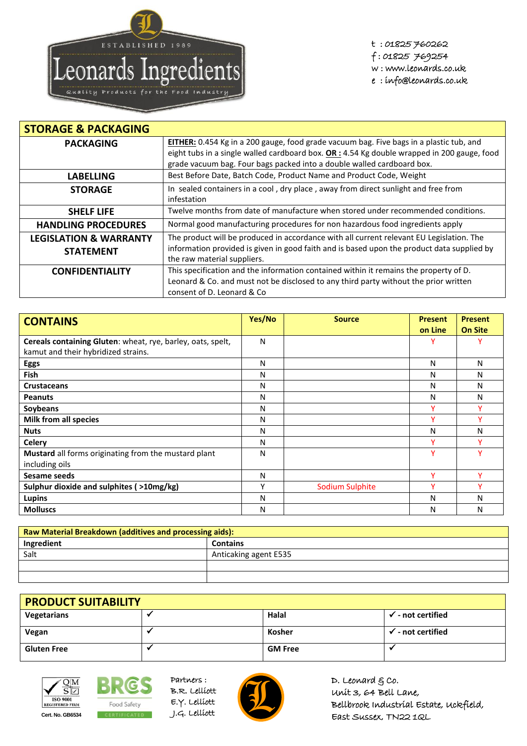ESTABLISHED 1989

# Leonards Ingredients

Quality Products for the Food Industry

t : 01825 760262
f : 01825 769254
w : www.leonards.co.uk
e : info@leonards.co.uk

| STORAGE & PACKAGING | |
|---|---|
| **PACKAGING** | **EITHER:** 0.454 Kg in a 200 gauge, food grade vacuum bag. Five bags in a plastic tub, and eight tubs in a single walled cardboard box. **OR :** 4.54 Kg double wrapped in 200 gauge, food grade vacuum bag. Four bags packed into a double walled cardboard box. |
| **LABELLING** | Best Before Date, Batch Code, Product Name and Product Code, Weight |
| **STORAGE** | In sealed containers in a cool , dry place , away from direct sunlight and free from infestation |
| **SHELF LIFE** | Twelve months from date of manufacture when stored under recommended conditions. |
| **HANDLING PROCEDURES** | Normal good manufacturing procedures for non hazardous food ingredients apply |
| **LEGISLATION & WARRANTY STATEMENT** | The product will be produced in accordance with all current relevant EU Legislation. The information provided is given in good faith and is based upon the product data supplied by the raw material suppliers. |
| **CONFIDENTIALITY** | This specification and the information contained within it remains the property of D. Leonard & Co. and must not be disclosed to any third party without the prior written consent of D. Leonard & Co |

| CONTAINS | Yes/No | Source | Present on Line | Present On Site |
|---|---|---|---|---|
| **Cereals containing Gluten**: wheat, rye, barley, oats, spelt, kamut and their hybridized strains. | N | | Y | Y |
| **Eggs** | N | | N | N |
| **Fish** | N | | N | N |
| **Crustaceans** | N | | N | N |
| **Peanuts** | N | | N | N |
| **Soybeans** | N | | Y | Y |
| **Milk from all species** | N | | Y | Y |
| **Nuts** | N | | N | N |
| **Celery** | N | | Y | Y |
| **Mustard** all forms originating from the mustard plant including oils | N | | Y | Y |
| **Sesame seeds** | N | | Y | Y |
| **Sulphur dioxide and sulphites ( >10mg/kg)** | Y | Sodium Sulphite | Y | Y |
| **Lupins** | N | | N | N |
| **Molluscs** | N | | N | N |

| Raw Material Breakdown (additives and processing aids): | |
|---|---|
| **Ingredient** | **Contains** |
| Salt | Anticaking agent E535 |
| | |
| | |

| PRODUCT SUITABILITY | | | |
|---|---|---|---|
| **Vegetarians** | ✔ | **Halal** | **✔ - not certified** |
| **Vegan** | ✔ | **Kosher** | **✔ - not certified** |
| **Gluten Free** | ✔ | **GM Free** | ✔ |

ISO 9001 REGISTERED FIRM
Cert. No. GB6534

BRCGS Food Safety CERTIFICATED

Partners :
B.R. Lelliott
E.Y. Lelliott
J.G. Lelliott

D. Leonard & Co.
Unit 3, 64 Bell Lane,
Bellbrook Industrial Estate, Uckfield,
East Sussex, TN22 1QL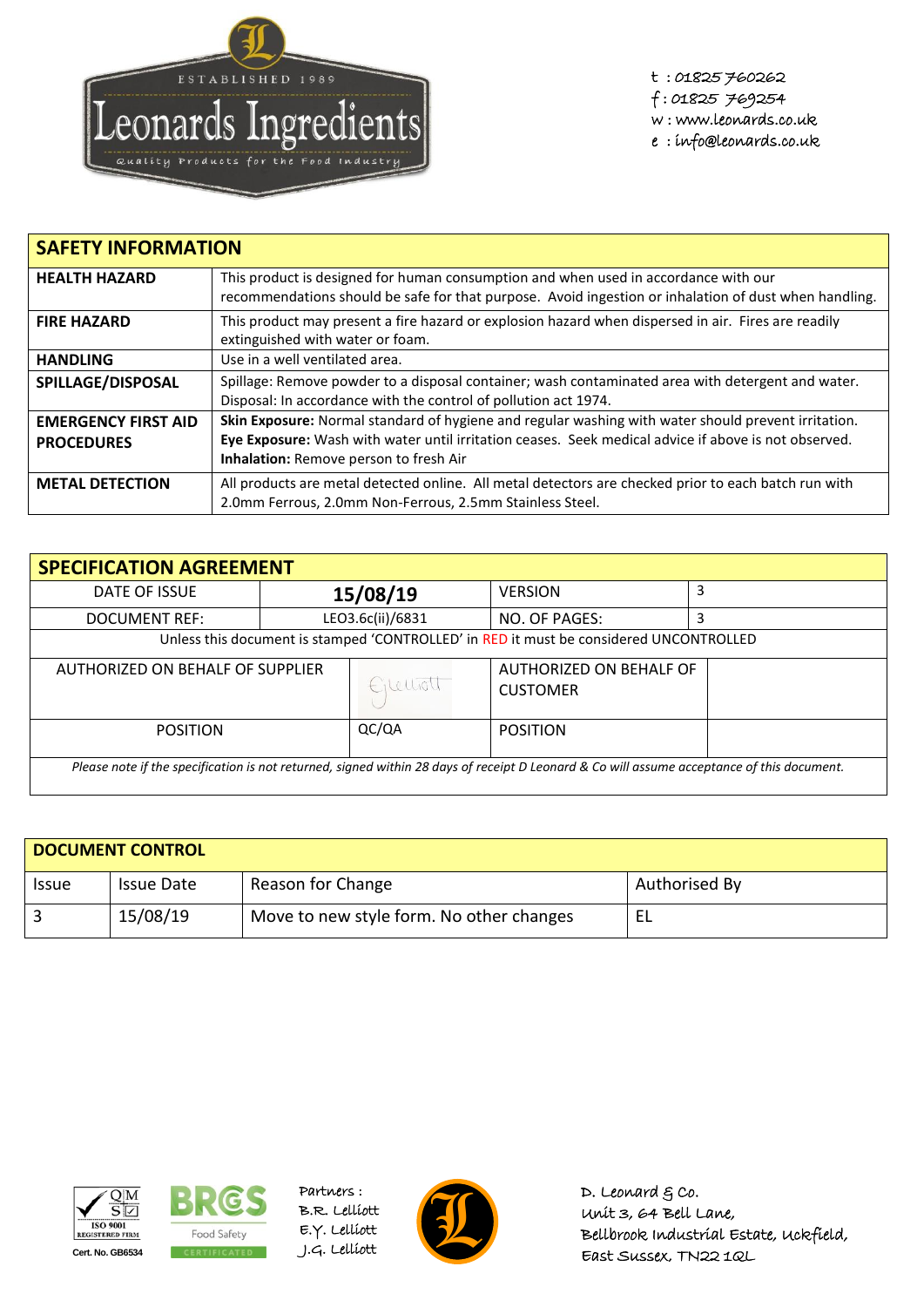t : 01825 760262
f : 01825 769254
w : www.leonards.co.uk
e : info@leonards.co.uk

| SAFETY INFORMATION | |
|---|---|
| **HEALTH HAZARD** | This product is designed for human consumption and when used in accordance with our recommendations should be safe for that purpose. Avoid ingestion or inhalation of dust when handling. |
| **FIRE HAZARD** | This product may present a fire hazard or explosion hazard when dispersed in air. Fires are readily extinguished with water or foam. |
| **HANDLING** | Use in a well ventilated area. |
| **SPILLAGE/DISPOSAL** | Spillage: Remove powder to a disposal container; wash contaminated area with detergent and water. Disposal: In accordance with the control of pollution act 1974. |
| **EMERGENCY FIRST AID PROCEDURES** | **Skin Exposure:** Normal standard of hygiene and regular washing with water should prevent irritation. **Eye Exposure:** Wash with water until irritation ceases. Seek medical advice if above is not observed. **Inhalation:** Remove person to fresh Air |
| **METAL DETECTION** | All products are metal detected online. All metal detectors are checked prior to each batch run with 2.0mm Ferrous, 2.0mm Non-Ferrous, 2.5mm Stainless Steel. |

| SPECIFICATION AGREEMENT | | | |
|---|---|---|---|
| DATE OF ISSUE | **15/08/19** | VERSION | 3 |
| DOCUMENT REF: | LEO3.6c(ii)/6831 | NO. OF PAGES: | 3 |
| Unless this document is stamped 'CONTROLLED' in RED it must be considered UNCONTROLLED | | | |
| AUTHORIZED ON BEHALF OF SUPPLIER | E Lelliott | AUTHORIZED ON BEHALF OF CUSTOMER | |
| POSITION | QC/QA | POSITION | |
| *Please note if the specification is not returned, signed within 28 days of receipt D Leonard & Co will assume acceptance of this document.* | | | |

| DOCUMENT CONTROL | | | |
|---|---|---|---|
| Issue | Issue Date | Reason for Change | Authorised By |
| 3 | 15/08/19 | Move to new style form. No other changes | EL |

ISO 9001 REGISTERED FIRM Cert. No. GB6534

BRCGS Food Safety CERTIFICATED

Partners :
B.R. Lelliott
E.Y. Lelliott
J.G. Lelliott

D. Leonard & Co.
Unit 3, 64 Bell Lane,
Bellbrook Industrial Estate, Uckfield,
East Sussex, TN22 1QL